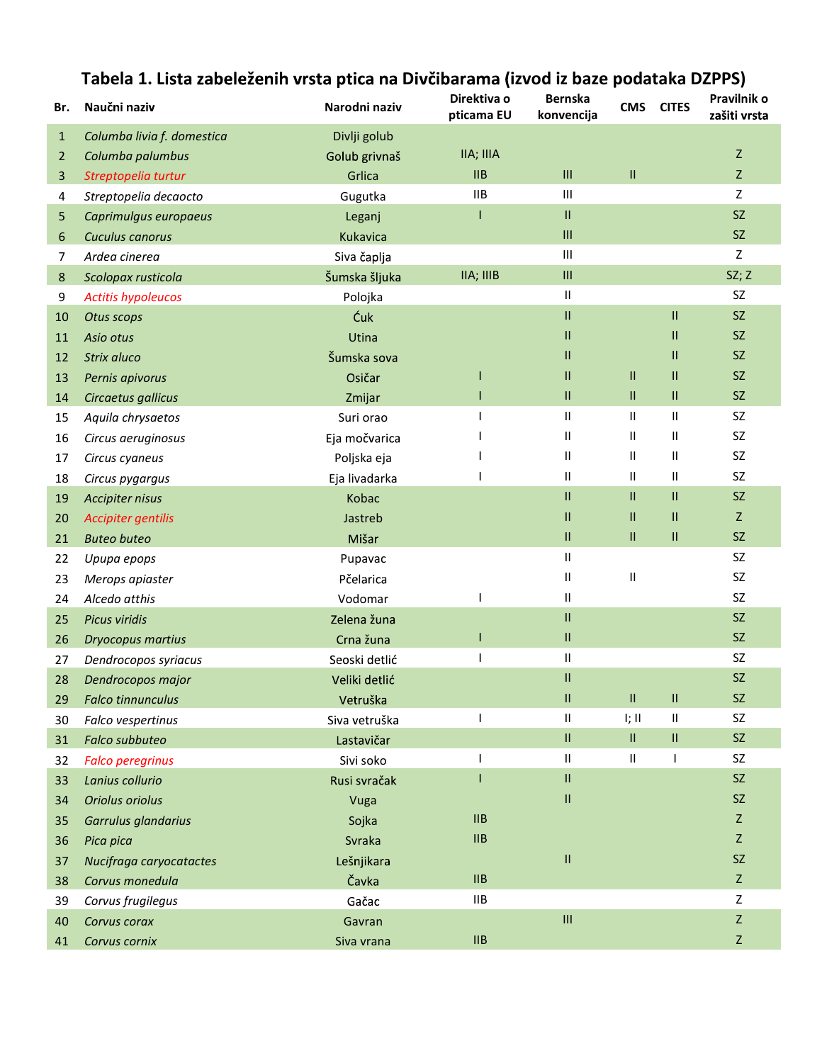# Tabela 1. Lista zabeleženih vrsta ptica na Divčibarama (izvod iz baze podataka DZPPS)

| Br. | Naučni naziv | Narodni naziv | Direktiva o pticama EU | Bernska konvencija | CMS | CITES | Pravilnik o zaštiti vrsta |
|---|---|---|---|---|---|---|---|
| 1 | *Columba livia f. domestica* | Divlji golub | | | | | |
| 2 | *Columba palumbus* | Golub grivnaš | IIA; IIIA | | | | Z |
| 3 | *Streptopelia turtur* | Grlica | IIB | III | II | | Z |
| 4 | *Streptopelia decaocto* | Gugutka | IIB | III | | | Z |
| 5 | *Caprimulgus europaeus* | Leganj | I | II | | | SZ |
| 6 | *Cuculus canorus* | Kukavica | | III | | | SZ |
| 7 | *Ardea cinerea* | Siva čaplja | | III | | | Z |
| 8 | *Scolopax rusticola* | Šumska šljuka | IIA; IIIB | III | | | SZ; Z |
| 9 | *Actitis hypoleucos* | Polojka | | II | | | SZ |
| 10 | *Otus scops* | Ćuk | | II | | II | SZ |
| 11 | *Asio otus* | Utina | | II | | II | SZ |
| 12 | *Strix aluco* | Šumska sova | | II | | II | SZ |
| 13 | *Pernis apivorus* | Osičar | I | II | II | II | SZ |
| 14 | *Circaetus gallicus* | Zmijar | I | II | II | II | SZ |
| 15 | *Aquila chrysaetos* | Suri orao | I | II | II | II | SZ |
| 16 | *Circus aeruginosus* | Eja močvarica | I | II | II | II | SZ |
| 17 | *Circus cyaneus* | Poljska eja | I | II | II | II | SZ |
| 18 | *Circus pygargus* | Eja livadarka | I | II | II | II | SZ |
| 19 | *Accipiter nisus* | Kobac | | II | II | II | SZ |
| 20 | *Accipiter gentilis* | Jastreb | | II | II | II | Z |
| 21 | *Buteo buteo* | Mišar | | II | II | II | SZ |
| 22 | *Upupa epops* | Pupavac | | II | | | SZ |
| 23 | *Merops apiaster* | Pčelarica | | II | II | | SZ |
| 24 | *Alcedo atthis* | Vodomar | I | II | | | SZ |
| 25 | *Picus viridis* | Zelena žuna | | II | | | SZ |
| 26 | *Dryocopus martius* | Crna žuna | I | II | | | SZ |
| 27 | *Dendrocopos syriacus* | Seoski detlić | I | II | | | SZ |
| 28 | *Dendrocopos major* | Veliki detlić | | II | | | SZ |
| 29 | *Falco tinnunculus* | Vetruška | | II | II | II | SZ |
| 30 | *Falco vespertinus* | Siva vetruška | I | II | I; II | II | SZ |
| 31 | *Falco subbuteo* | Lastavičar | | II | II | II | SZ |
| 32 | *Falco peregrinus* | Sivi soko | I | II | II | I | SZ |
| 33 | *Lanius collurio* | Rusi svračak | I | II | | | SZ |
| 34 | *Oriolus oriolus* | Vuga | | II | | | SZ |
| 35 | *Garrulus glandarius* | Sojka | IIB | | | | Z |
| 36 | *Pica pica* | Svraka | IIB | | | | Z |
| 37 | *Nucifraga caryocatactes* | Lešnjikara | | II | | | SZ |
| 38 | *Corvus monedula* | Čavka | IIB | | | | Z |
| 39 | *Corvus frugilegus* | Gačac | IIB | | | | Z |
| 40 | *Corvus corax* | Gavran | | III | | | Z |
| 41 | *Corvus cornix* | Siva vrana | IIB | | | | Z |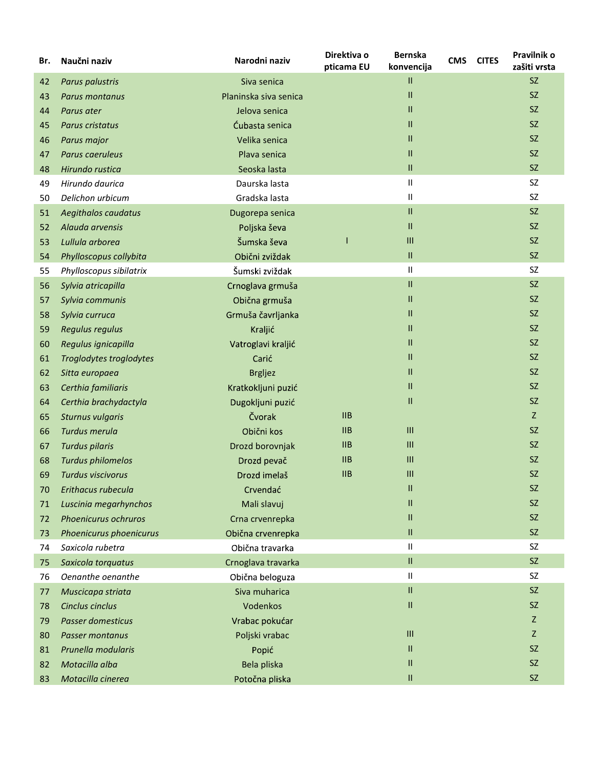| Br. | Naučni naziv | Narodni naziv | Direktiva o pticama EU | Bernska konvencija | CMS | CITES | Pravilnik o zašiti vrsta |
|---|---|---|---|---|---|---|---|
| 42 | *Parus palustris* | Siva senica | | II | | | SZ |
| 43 | *Parus montanus* | Planinska siva senica | | II | | | SZ |
| 44 | *Parus ater* | Jelova senica | | II | | | SZ |
| 45 | *Parus cristatus* | Ćubasta senica | | II | | | SZ |
| 46 | *Parus major* | Velika senica | | II | | | SZ |
| 47 | *Parus caeruleus* | Plava senica | | II | | | SZ |
| 48 | *Hirundo rustica* | Seoska lasta | | II | | | SZ |
| 49 | *Hirundo daurica* | Daurska lasta | | II | | | SZ |
| 50 | *Delichon urbicum* | Gradska lasta | | II | | | SZ |
| 51 | *Aegithalos caudatus* | Dugorepa senica | | II | | | SZ |
| 52 | *Alauda arvensis* | Poljska ševa | | II | | | SZ |
| 53 | *Lullula arborea* | Šumska ševa | I | III | | | SZ |
| 54 | *Phylloscopus collybita* | Obični zviždak | | II | | | SZ |
| 55 | *Phylloscopus sibilatrix* | Šumski zviždak | | II | | | SZ |
| 56 | *Sylvia atricapilla* | Crnoglava grmuša | | II | | | SZ |
| 57 | *Sylvia communis* | Obična grmuša | | II | | | SZ |
| 58 | *Sylvia curruca* | Grmuša čavrljanka | | II | | | SZ |
| 59 | *Regulus regulus* | Kraljić | | II | | | SZ |
| 60 | *Regulus ignicapilla* | Vatroglavi kraljić | | II | | | SZ |
| 61 | *Troglodytes troglodytes* | Carić | | II | | | SZ |
| 62 | *Sitta europaea* | Brgljez | | II | | | SZ |
| 63 | *Certhia familiaris* | Kratkokljuni puzić | | II | | | SZ |
| 64 | *Certhia brachydactyla* | Dugokljuni puzić | | II | | | SZ |
| 65 | *Sturnus vulgaris* | Čvorak | IIB | | | | Z |
| 66 | *Turdus merula* | Obični kos | IIB | III | | | SZ |
| 67 | *Turdus pilaris* | Drozd borovnjak | IIB | III | | | SZ |
| 68 | *Turdus philomelos* | Drozd pevač | IIB | III | | | SZ |
| 69 | *Turdus viscivorus* | Drozd imelaš | IIB | III | | | SZ |
| 70 | *Erithacus rubecula* | Crvendać | | II | | | SZ |
| 71 | *Luscinia megarhynchos* | Mali slavuj | | II | | | SZ |
| 72 | *Phoenicurus ochruros* | Crna crvenrepka | | II | | | SZ |
| 73 | *Phoenicurus phoenicurus* | Obična crvenrepka | | II | | | SZ |
| 74 | *Saxicola rubetra* | Obična travarka | | II | | | SZ |
| 75 | *Saxicola torquatus* | Crnoglava travarka | | II | | | SZ |
| 76 | *Oenanthe oenanthe* | Obična beloguza | | II | | | SZ |
| 77 | *Muscicapa striata* | Siva muharica | | II | | | SZ |
| 78 | *Cinclus cinclus* | Vodenkos | | II | | | SZ |
| 79 | *Passer domesticus* | Vrabac pokućar | | | | | Z |
| 80 | *Passer montanus* | Poljski vrabac | | III | | | Z |
| 81 | *Prunella modularis* | Popić | | II | | | SZ |
| 82 | *Motacilla alba* | Bela pliska | | II | | | SZ |
| 83 | *Motacilla cinerea* | Potočna pliska | | II | | | SZ |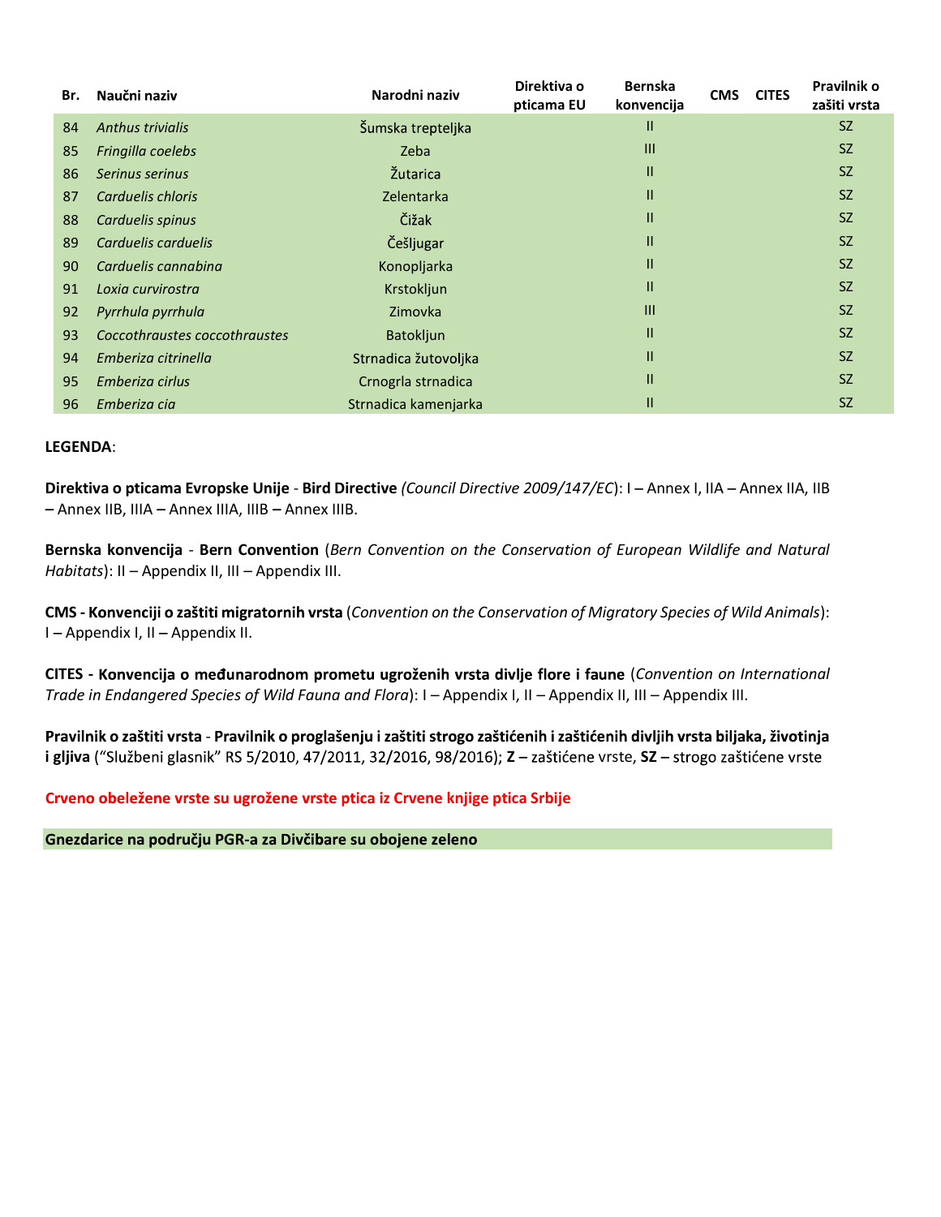| Br. | Naučni naziv | Narodni naziv | Direktiva o pticama EU | Bernska konvencija | CMS | CITES | Pravilnik o zaštiti vrsta |
|---|---|---|---|---|---|---|---|
| 84 | *Anthus trivialis* | Šumska trepteljka | | II | | | SZ |
| 85 | *Fringilla coelebs* | Zeba | | III | | | SZ |
| 86 | *Serinus serinus* | Žutarica | | II | | | SZ |
| 87 | *Carduelis chloris* | Zelentarka | | II | | | SZ |
| 88 | *Carduelis spinus* | Čižak | | II | | | SZ |
| 89 | *Carduelis carduelis* | Češljugar | | II | | | SZ |
| 90 | *Carduelis cannabina* | Konopljarka | | II | | | SZ |
| 91 | *Loxia curvirostra* | Krstokljun | | II | | | SZ |
| 92 | *Pyrrhula pyrrhula* | Zimovka | | III | | | SZ |
| 93 | *Coccothraustes coccothraustes* | Batokljun | | II | | | SZ |
| 94 | *Emberiza citrinella* | Strnadica žutovoljka | | II | | | SZ |
| 95 | *Emberiza cirlus* | Crnogrla strnadica | | II | | | SZ |
| 96 | *Emberiza cia* | Strnadica kamenjarka | | II | | | SZ |

**LEGENDA**:

**Direktiva o pticama Evropske Unije** - **Bird Directive** *(Council Directive 2009/147/EC)*: I – Annex I, IIA – Annex IIA, IIB – Annex IIB, IIIA – Annex IIIA, IIIB – Annex IIIB.

**Bernska konvencija** - **Bern Convention** (*Bern Convention on the Conservation of European Wildlife and Natural Habitats*): II – Appendix II, III – Appendix III.

**CMS - Konvenciji o zaštiti migratornih vrsta** (*Convention on the Conservation of Migratory Species of Wild Animals*): I – Appendix I, II – Appendix II.

**CITES - Konvencija o međunarodnom prometu ugroženih vrsta divlje flore i faune** (*Convention on International Trade in Endangered Species of Wild Fauna and Flora*): I – Appendix I, II – Appendix II, III – Appendix III.

**Pravilnik o zaštiti vrsta** - **Pravilnik o proglašenju i zaštiti strogo zaštićenih i zaštićenih divljih vrsta biljaka, životinja i gljiva** ("Službeni glasnik" RS 5/2010, 47/2011, 32/2016, 98/2016); **Z** – zaštićene vrste, **SZ** – strogo zaštićene vrste

**Crveno obeležene vrste su ugrožene vrste ptica iz Crvene knjige ptica Srbije**

**Gnezdarice na području PGR-a za Divčibare su obojene zeleno**